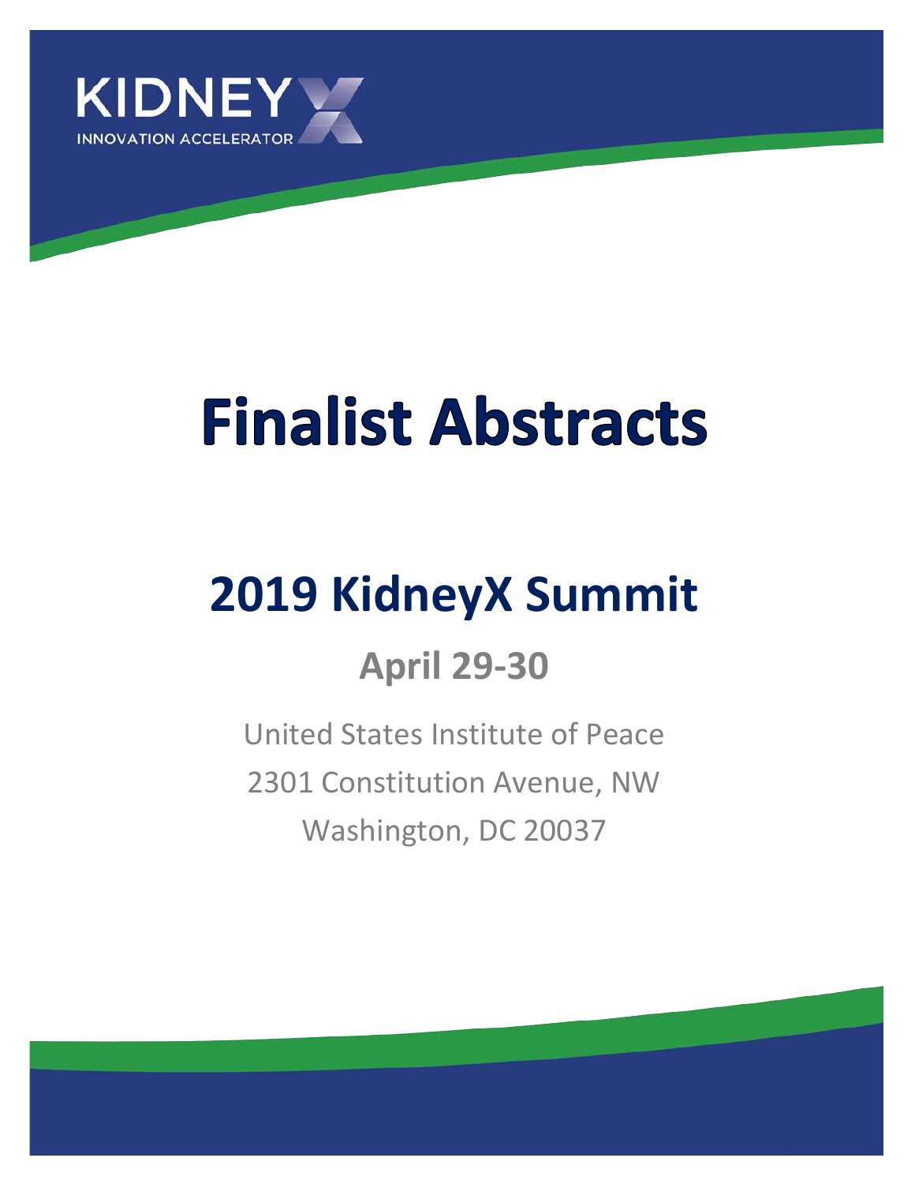KIDNEY X

INNOVATION ACCELERATOR

# Finalist Abstracts

## 2019 KidneyX Summit

### April 29-30

United States Institute of Peace

2301 Constitution Avenue, NW

Washington, DC 20037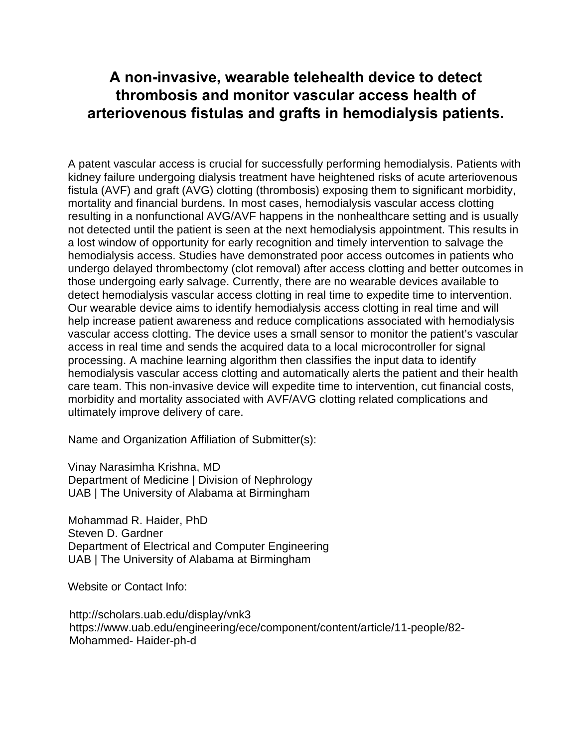# A non-invasive, wearable telehealth device to detect thrombosis and monitor vascular access health of arteriovenous fistulas and grafts in hemodialysis patients.

A patent vascular access is crucial for successfully performing hemodialysis. Patients with kidney failure undergoing dialysis treatment have heightened risks of acute arteriovenous fistula (AVF) and graft (AVG) clotting (thrombosis) exposing them to significant morbidity, mortality and financial burdens. In most cases, hemodialysis vascular access clotting resulting in a nonfunctional AVG/AVF happens in the nonhealthcare setting and is usually not detected until the patient is seen at the next hemodialysis appointment. This results in a lost window of opportunity for early recognition and timely intervention to salvage the hemodialysis access. Studies have demonstrated poor access outcomes in patients who undergo delayed thrombectomy (clot removal) after access clotting and better outcomes in those undergoing early salvage. Currently, there are no wearable devices available to detect hemodialysis vascular access clotting in real time to expedite time to intervention. Our wearable device aims to identify hemodialysis access clotting in real time and will help increase patient awareness and reduce complications associated with hemodialysis vascular access clotting. The device uses a small sensor to monitor the patient's vascular access in real time and sends the acquired data to a local microcontroller for signal processing. A machine learning algorithm then classifies the input data to identify hemodialysis vascular access clotting and automatically alerts the patient and their health care team. This non-invasive device will expedite time to intervention, cut financial costs, morbidity and mortality associated with AVF/AVG clotting related complications and ultimately improve delivery of care.

Name and Organization Affiliation of Submitter(s):

Vinay Narasimha Krishna, MD
Department of Medicine | Division of Nephrology
UAB | The University of Alabama at Birmingham

Mohammad R. Haider, PhD
Steven D. Gardner
Department of Electrical and Computer Engineering
UAB | The University of Alabama at Birmingham

Website or Contact Info:

http://scholars.uab.edu/display/vnk3
https://www.uab.edu/engineering/ece/component/content/article/11-people/82-Mohammed- Haider-ph-d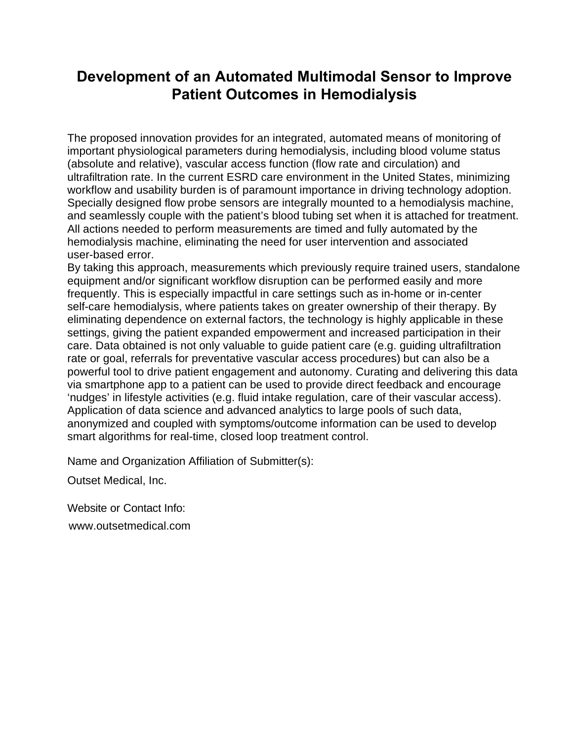# Development of an Automated Multimodal Sensor to Improve Patient Outcomes in Hemodialysis

The proposed innovation provides for an integrated, automated means of monitoring of important physiological parameters during hemodialysis, including blood volume status (absolute and relative), vascular access function (flow rate and circulation) and ultrafiltration rate. In the current ESRD care environment in the United States, minimizing workflow and usability burden is of paramount importance in driving technology adoption. Specially designed flow probe sensors are integrally mounted to a hemodialysis machine, and seamlessly couple with the patient's blood tubing set when it is attached for treatment. All actions needed to perform measurements are timed and fully automated by the hemodialysis machine, eliminating the need for user intervention and associated user-based error.
By taking this approach, measurements which previously require trained users, standalone equipment and/or significant workflow disruption can be performed easily and more frequently. This is especially impactful in care settings such as in-home or in-center self-care hemodialysis, where patients takes on greater ownership of their therapy. By eliminating dependence on external factors, the technology is highly applicable in these settings, giving the patient expanded empowerment and increased participation in their care. Data obtained is not only valuable to guide patient care (e.g. guiding ultrafiltration rate or goal, referrals for preventative vascular access procedures) but can also be a powerful tool to drive patient engagement and autonomy. Curating and delivering this data via smartphone app to a patient can be used to provide direct feedback and encourage 'nudges' in lifestyle activities (e.g. fluid intake regulation, care of their vascular access). Application of data science and advanced analytics to large pools of such data, anonymized and coupled with symptoms/outcome information can be used to develop smart algorithms for real-time, closed loop treatment control.

Name and Organization Affiliation of Submitter(s):

Outset Medical, Inc.

Website or Contact Info:

www.outsetmedical.com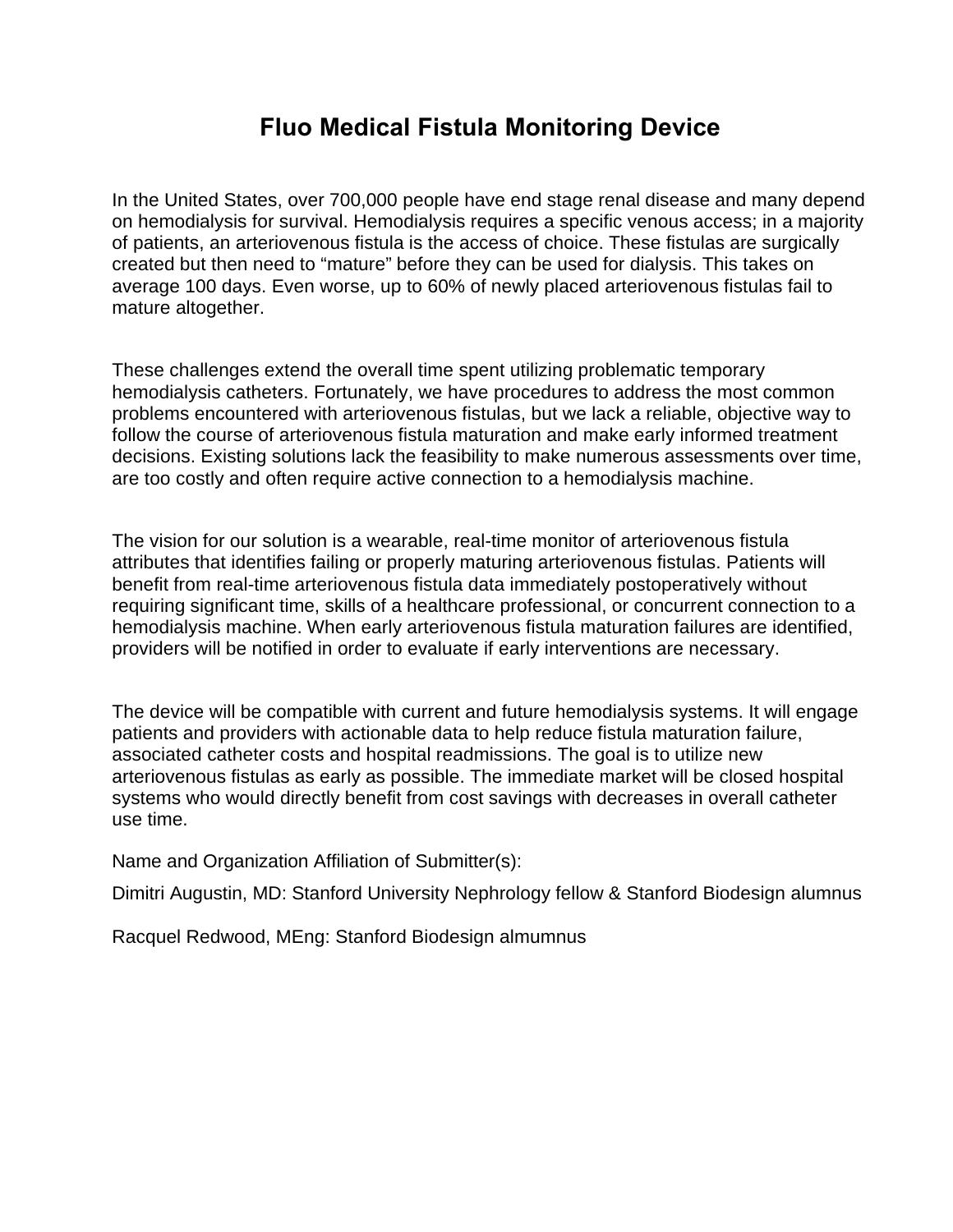# Fluo Medical Fistula Monitoring Device

In the United States, over 700,000 people have end stage renal disease and many depend on hemodialysis for survival. Hemodialysis requires a specific venous access; in a majority of patients, an arteriovenous fistula is the access of choice. These fistulas are surgically created but then need to “mature” before they can be used for dialysis. This takes on average 100 days. Even worse, up to 60% of newly placed arteriovenous fistulas fail to mature altogether.

These challenges extend the overall time spent utilizing problematic temporary hemodialysis catheters. Fortunately, we have procedures to address the most common problems encountered with arteriovenous fistulas, but we lack a reliable, objective way to follow the course of arteriovenous fistula maturation and make early informed treatment decisions. Existing solutions lack the feasibility to make numerous assessments over time, are too costly and often require active connection to a hemodialysis machine.

The vision for our solution is a wearable, real-time monitor of arteriovenous fistula attributes that identifies failing or properly maturing arteriovenous fistulas. Patients will benefit from real-time arteriovenous fistula data immediately postoperatively without requiring significant time, skills of a healthcare professional, or concurrent connection to a hemodialysis machine. When early arteriovenous fistula maturation failures are identified, providers will be notified in order to evaluate if early interventions are necessary.

The device will be compatible with current and future hemodialysis systems. It will engage patients and providers with actionable data to help reduce fistula maturation failure, associated catheter costs and hospital readmissions. The goal is to utilize new arteriovenous fistulas as early as possible. The immediate market will be closed hospital systems who would directly benefit from cost savings with decreases in overall catheter use time.

Name and Organization Affiliation of Submitter(s):

Dimitri Augustin, MD: Stanford University Nephrology fellow & Stanford Biodesign alumnus

Racquel Redwood, MEng: Stanford Biodesign almumnus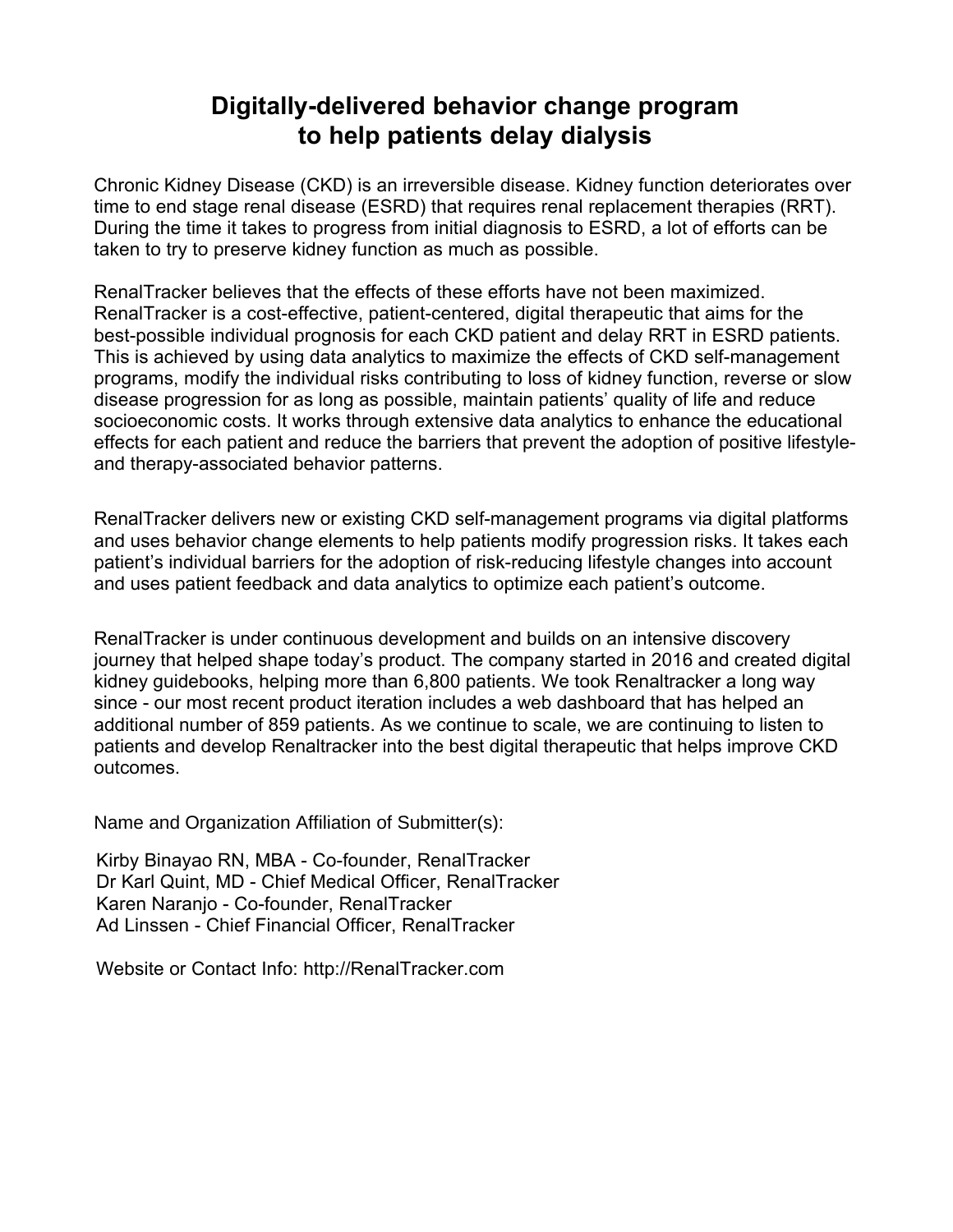# Digitally-delivered behavior change program to help patients delay dialysis

Chronic Kidney Disease (CKD) is an irreversible disease. Kidney function deteriorates over time to end stage renal disease (ESRD) that requires renal replacement therapies (RRT). During the time it takes to progress from initial diagnosis to ESRD, a lot of efforts can be taken to try to preserve kidney function as much as possible.

RenalTracker believes that the effects of these efforts have not been maximized. RenalTracker is a cost-effective, patient-centered, digital therapeutic that aims for the best-possible individual prognosis for each CKD patient and delay RRT in ESRD patients. This is achieved by using data analytics to maximize the effects of CKD self-management programs, modify the individual risks contributing to loss of kidney function, reverse or slow disease progression for as long as possible, maintain patients' quality of life and reduce socioeconomic costs. It works through extensive data analytics to enhance the educational effects for each patient and reduce the barriers that prevent the adoption of positive lifestyle- and therapy-associated behavior patterns.

RenalTracker delivers new or existing CKD self-management programs via digital platforms and uses behavior change elements to help patients modify progression risks. It takes each patient's individual barriers for the adoption of risk-reducing lifestyle changes into account and uses patient feedback and data analytics to optimize each patient's outcome.

RenalTracker is under continuous development and builds on an intensive discovery journey that helped shape today's product. The company started in 2016 and created digital kidney guidebooks, helping more than 6,800 patients. We took Renaltracker a long way since - our most recent product iteration includes a web dashboard that has helped an additional number of 859 patients. As we continue to scale, we are continuing to listen to patients and develop Renaltracker into the best digital therapeutic that helps improve CKD outcomes.

Name and Organization Affiliation of Submitter(s):

Kirby Binayao RN, MBA - Co-founder, RenalTracker
Dr Karl Quint, MD - Chief Medical Officer, RenalTracker
Karen Naranjo - Co-founder, RenalTracker
Ad Linssen - Chief Financial Officer, RenalTracker

Website or Contact Info: http://RenalTracker.com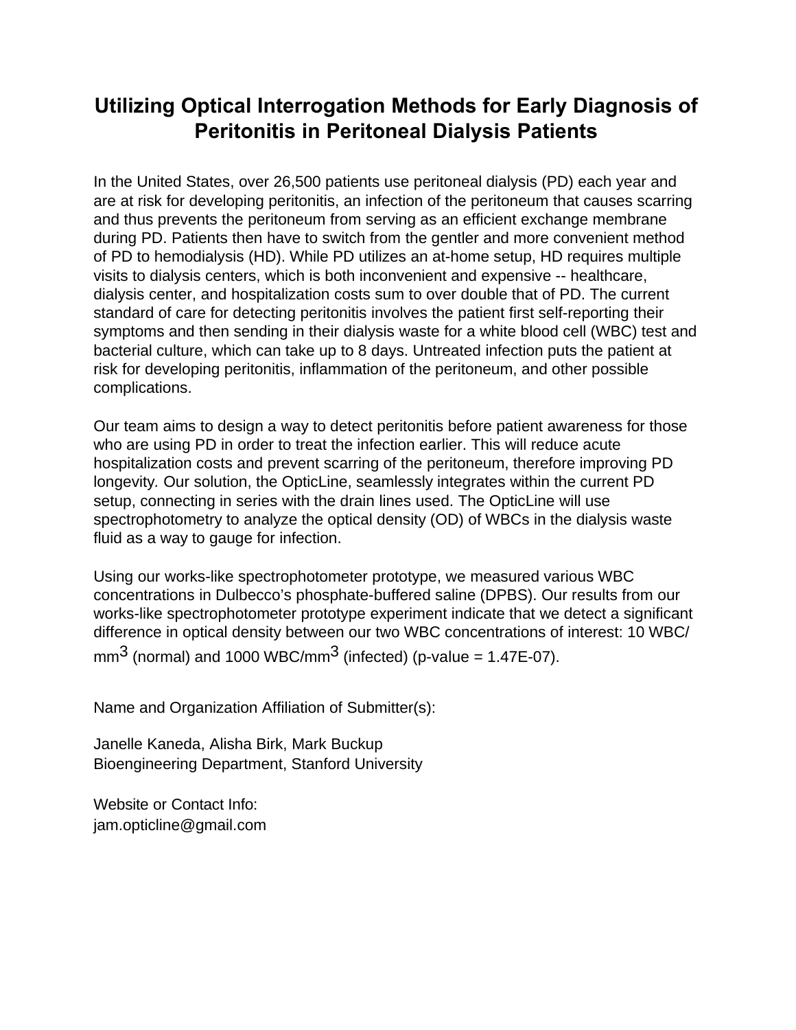# Utilizing Optical Interrogation Methods for Early Diagnosis of Peritonitis in Peritoneal Dialysis Patients

In the United States, over 26,500 patients use peritoneal dialysis (PD) each year and are at risk for developing peritonitis, an infection of the peritoneum that causes scarring and thus prevents the peritoneum from serving as an efficient exchange membrane during PD. Patients then have to switch from the gentler and more convenient method of PD to hemodialysis (HD). While PD utilizes an at-home setup, HD requires multiple visits to dialysis centers, which is both inconvenient and expensive -- healthcare, dialysis center, and hospitalization costs sum to over double that of PD. The current standard of care for detecting peritonitis involves the patient first self-reporting their symptoms and then sending in their dialysis waste for a white blood cell (WBC) test and bacterial culture, which can take up to 8 days. Untreated infection puts the patient at risk for developing peritonitis, inflammation of the peritoneum, and other possible complications.

Our team aims to design a way to detect peritonitis before patient awareness for those who are using PD in order to treat the infection earlier. This will reduce acute hospitalization costs and prevent scarring of the peritoneum, therefore improving PD longevity. Our solution, the OpticLine, seamlessly integrates within the current PD setup, connecting in series with the drain lines used. The OpticLine will use spectrophotometry to analyze the optical density (OD) of WBCs in the dialysis waste fluid as a way to gauge for infection.

Using our works-like spectrophotometer prototype, we measured various WBC concentrations in Dulbecco's phosphate-buffered saline (DPBS). Our results from our works-like spectrophotometer prototype experiment indicate that we detect a significant difference in optical density between our two WBC concentrations of interest: 10 WBC/$mm^3$ (normal) and 1000 WBC/$mm^3$ (infected) (p-value = 1.47E-07).

Name and Organization Affiliation of Submitter(s):

Janelle Kaneda, Alisha Birk, Mark Buckup
Bioengineering Department, Stanford University

Website or Contact Info:
jam.opticline@gmail.com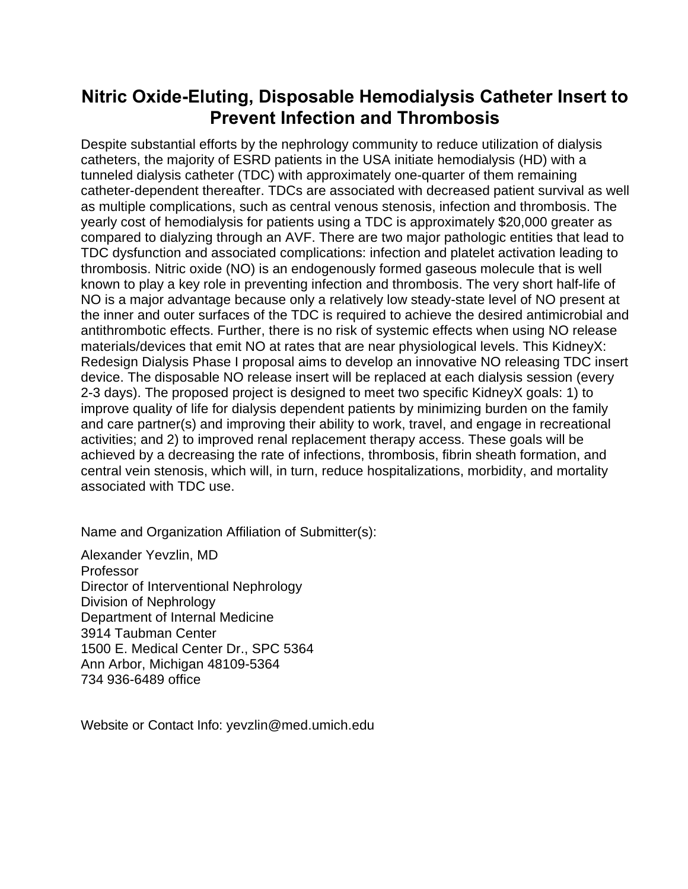# Nitric Oxide-Eluting, Disposable Hemodialysis Catheter Insert to Prevent Infection and Thrombosis

Despite substantial efforts by the nephrology community to reduce utilization of dialysis catheters, the majority of ESRD patients in the USA initiate hemodialysis (HD) with a tunneled dialysis catheter (TDC) with approximately one-quarter of them remaining catheter-dependent thereafter. TDCs are associated with decreased patient survival as well as multiple complications, such as central venous stenosis, infection and thrombosis. The yearly cost of hemodialysis for patients using a TDC is approximately $20,000 greater as compared to dialyzing through an AVF. There are two major pathologic entities that lead to TDC dysfunction and associated complications: infection and platelet activation leading to thrombosis. Nitric oxide (NO) is an endogenously formed gaseous molecule that is well known to play a key role in preventing infection and thrombosis. The very short half-life of NO is a major advantage because only a relatively low steady-state level of NO present at the inner and outer surfaces of the TDC is required to achieve the desired antimicrobial and antithrombotic effects. Further, there is no risk of systemic effects when using NO release materials/devices that emit NO at rates that are near physiological levels. This KidneyX: Redesign Dialysis Phase I proposal aims to develop an innovative NO releasing TDC insert device. The disposable NO release insert will be replaced at each dialysis session (every 2-3 days). The proposed project is designed to meet two specific KidneyX goals: 1) to improve quality of life for dialysis dependent patients by minimizing burden on the family and care partner(s) and improving their ability to work, travel, and engage in recreational activities; and 2) to improved renal replacement therapy access. These goals will be achieved by a decreasing the rate of infections, thrombosis, fibrin sheath formation, and central vein stenosis, which will, in turn, reduce hospitalizations, morbidity, and mortality associated with TDC use.

Name and Organization Affiliation of Submitter(s):

Alexander Yevzlin, MD
Professor
Director of Interventional Nephrology
Division of Nephrology
Department of Internal Medicine
3914 Taubman Center
1500 E. Medical Center Dr., SPC 5364
Ann Arbor, Michigan 48109-5364
734 936-6489 office

Website or Contact Info: yevzlin@med.umich.edu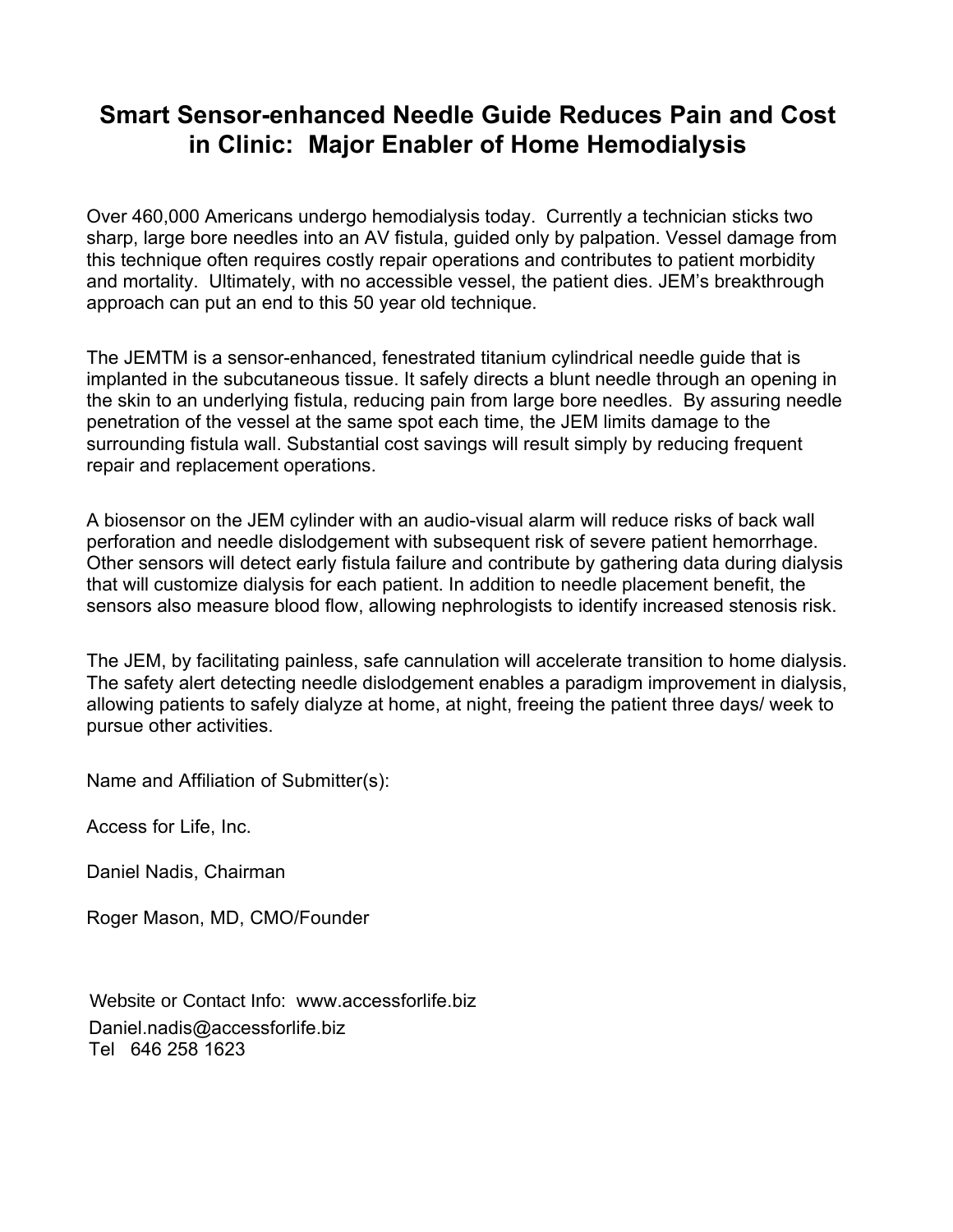# Smart Sensor-enhanced Needle Guide Reduces Pain and Cost in Clinic: Major Enabler of Home Hemodialysis

Over 460,000 Americans undergo hemodialysis today. Currently a technician sticks two sharp, large bore needles into an AV fistula, guided only by palpation. Vessel damage from this technique often requires costly repair operations and contributes to patient morbidity and mortality. Ultimately, with no accessible vessel, the patient dies. JEM's breakthrough approach can put an end to this 50 year old technique.

The JEMTM is a sensor-enhanced, fenestrated titanium cylindrical needle guide that is implanted in the subcutaneous tissue. It safely directs a blunt needle through an opening in the skin to an underlying fistula, reducing pain from large bore needles. By assuring needle penetration of the vessel at the same spot each time, the JEM limits damage to the surrounding fistula wall. Substantial cost savings will result simply by reducing frequent repair and replacement operations.

A biosensor on the JEM cylinder with an audio-visual alarm will reduce risks of back wall perforation and needle dislodgement with subsequent risk of severe patient hemorrhage. Other sensors will detect early fistula failure and contribute by gathering data during dialysis that will customize dialysis for each patient. In addition to needle placement benefit, the sensors also measure blood flow, allowing nephrologists to identify increased stenosis risk.

The JEM, by facilitating painless, safe cannulation will accelerate transition to home dialysis. The safety alert detecting needle dislodgement enables a paradigm improvement in dialysis, allowing patients to safely dialyze at home, at night, freeing the patient three days/ week to pursue other activities.

Name and Affiliation of Submitter(s):

Access for Life, Inc.

Daniel Nadis, Chairman

Roger Mason, MD, CMO/Founder

Website or Contact Info: www.accessforlife.biz
Daniel.nadis@accessforlife.biz
Tel 646 258 1623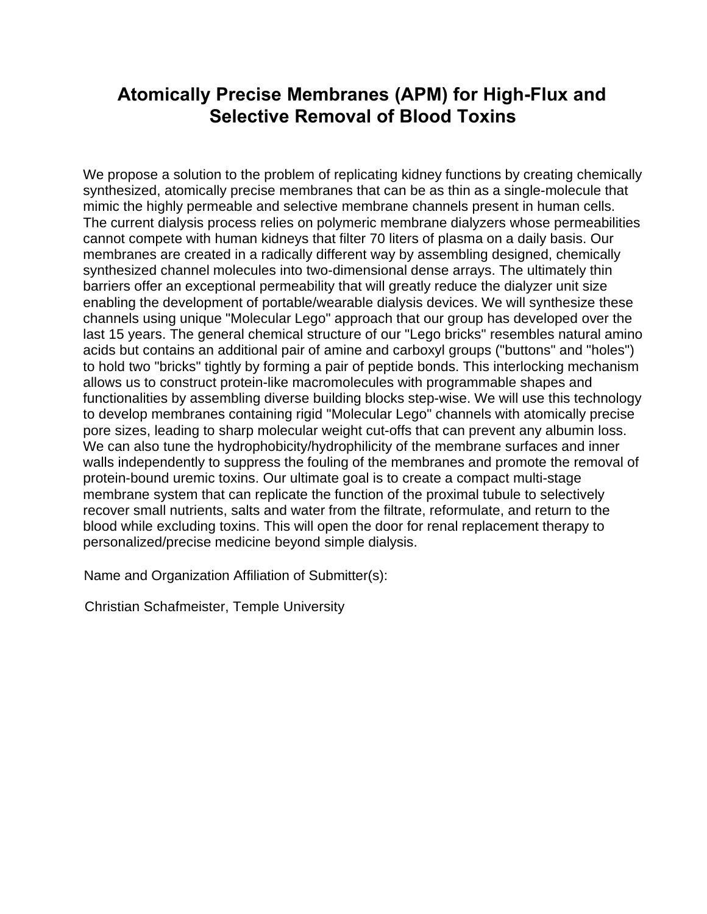# Atomically Precise Membranes (APM) for High-Flux and Selective Removal of Blood Toxins

We propose a solution to the problem of replicating kidney functions by creating chemically synthesized, atomically precise membranes that can be as thin as a single-molecule that mimic the highly permeable and selective membrane channels present in human cells. The current dialysis process relies on polymeric membrane dialyzers whose permeabilities cannot compete with human kidneys that filter 70 liters of plasma on a daily basis. Our membranes are created in a radically different way by assembling designed, chemically synthesized channel molecules into two-dimensional dense arrays. The ultimately thin barriers offer an exceptional permeability that will greatly reduce the dialyzer unit size enabling the development of portable/wearable dialysis devices. We will synthesize these channels using unique "Molecular Lego" approach that our group has developed over the last 15 years. The general chemical structure of our "Lego bricks" resembles natural amino acids but contains an additional pair of amine and carboxyl groups ("buttons" and "holes") to hold two "bricks" tightly by forming a pair of peptide bonds. This interlocking mechanism allows us to construct protein-like macromolecules with programmable shapes and functionalities by assembling diverse building blocks step-wise. We will use this technology to develop membranes containing rigid "Molecular Lego" channels with atomically precise pore sizes, leading to sharp molecular weight cut-offs that can prevent any albumin loss. We can also tune the hydrophobicity/hydrophilicity of the membrane surfaces and inner walls independently to suppress the fouling of the membranes and promote the removal of protein-bound uremic toxins. Our ultimate goal is to create a compact multi-stage membrane system that can replicate the function of the proximal tubule to selectively recover small nutrients, salts and water from the filtrate, reformulate, and return to the blood while excluding toxins. This will open the door for renal replacement therapy to personalized/precise medicine beyond simple dialysis.

Name and Organization Affiliation of Submitter(s):

Christian Schafmeister, Temple University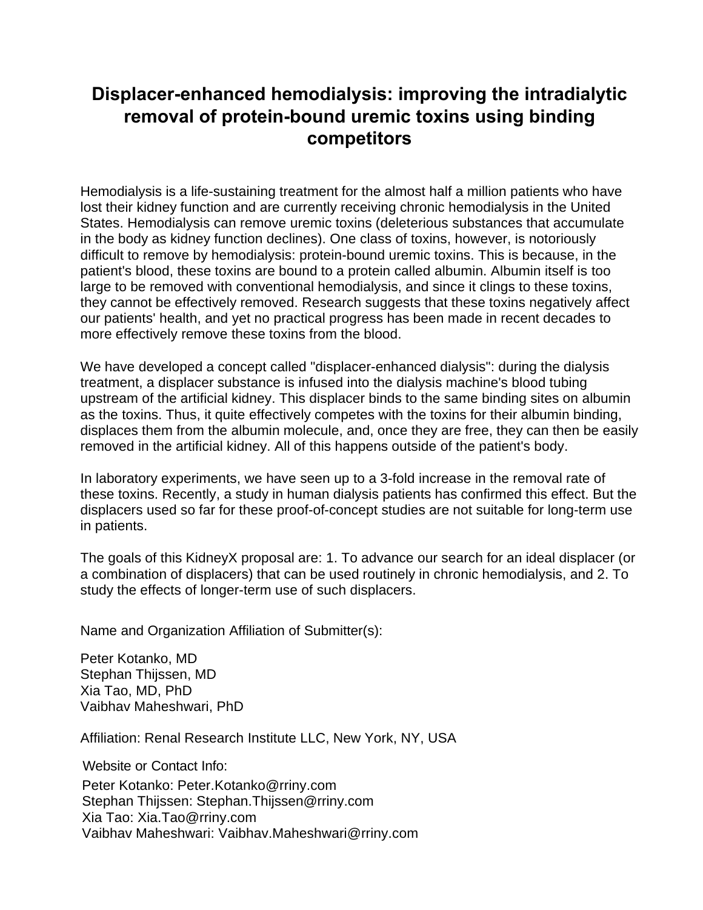# Displacer-enhanced hemodialysis: improving the intradialytic removal of protein-bound uremic toxins using binding competitors

Hemodialysis is a life-sustaining treatment for the almost half a million patients who have lost their kidney function and are currently receiving chronic hemodialysis in the United States. Hemodialysis can remove uremic toxins (deleterious substances that accumulate in the body as kidney function declines). One class of toxins, however, is notoriously difficult to remove by hemodialysis: protein-bound uremic toxins. This is because, in the patient's blood, these toxins are bound to a protein called albumin. Albumin itself is too large to be removed with conventional hemodialysis, and since it clings to these toxins, they cannot be effectively removed. Research suggests that these toxins negatively affect our patients' health, and yet no practical progress has been made in recent decades to more effectively remove these toxins from the blood.

We have developed a concept called "displacer-enhanced dialysis": during the dialysis treatment, a displacer substance is infused into the dialysis machine's blood tubing upstream of the artificial kidney. This displacer binds to the same binding sites on albumin as the toxins. Thus, it quite effectively competes with the toxins for their albumin binding, displaces them from the albumin molecule, and, once they are free, they can then be easily removed in the artificial kidney. All of this happens outside of the patient's body.

In laboratory experiments, we have seen up to a 3-fold increase in the removal rate of these toxins. Recently, a study in human dialysis patients has confirmed this effect. But the displacers used so far for these proof-of-concept studies are not suitable for long-term use in patients.

The goals of this KidneyX proposal are: 1. To advance our search for an ideal displacer (or a combination of displacers) that can be used routinely in chronic hemodialysis, and 2. To study the effects of longer-term use of such displacers.

Name and Organization Affiliation of Submitter(s):

Peter Kotanko, MD
Stephan Thijssen, MD
Xia Tao, MD, PhD
Vaibhav Maheshwari, PhD

Affiliation: Renal Research Institute LLC, New York, NY, USA

Website or Contact Info:
Peter Kotanko: Peter.Kotanko@rriny.com
Stephan Thijssen: Stephan.Thijssen@rriny.com
Xia Tao: Xia.Tao@rriny.com
Vaibhav Maheshwari: Vaibhav.Maheshwari@rriny.com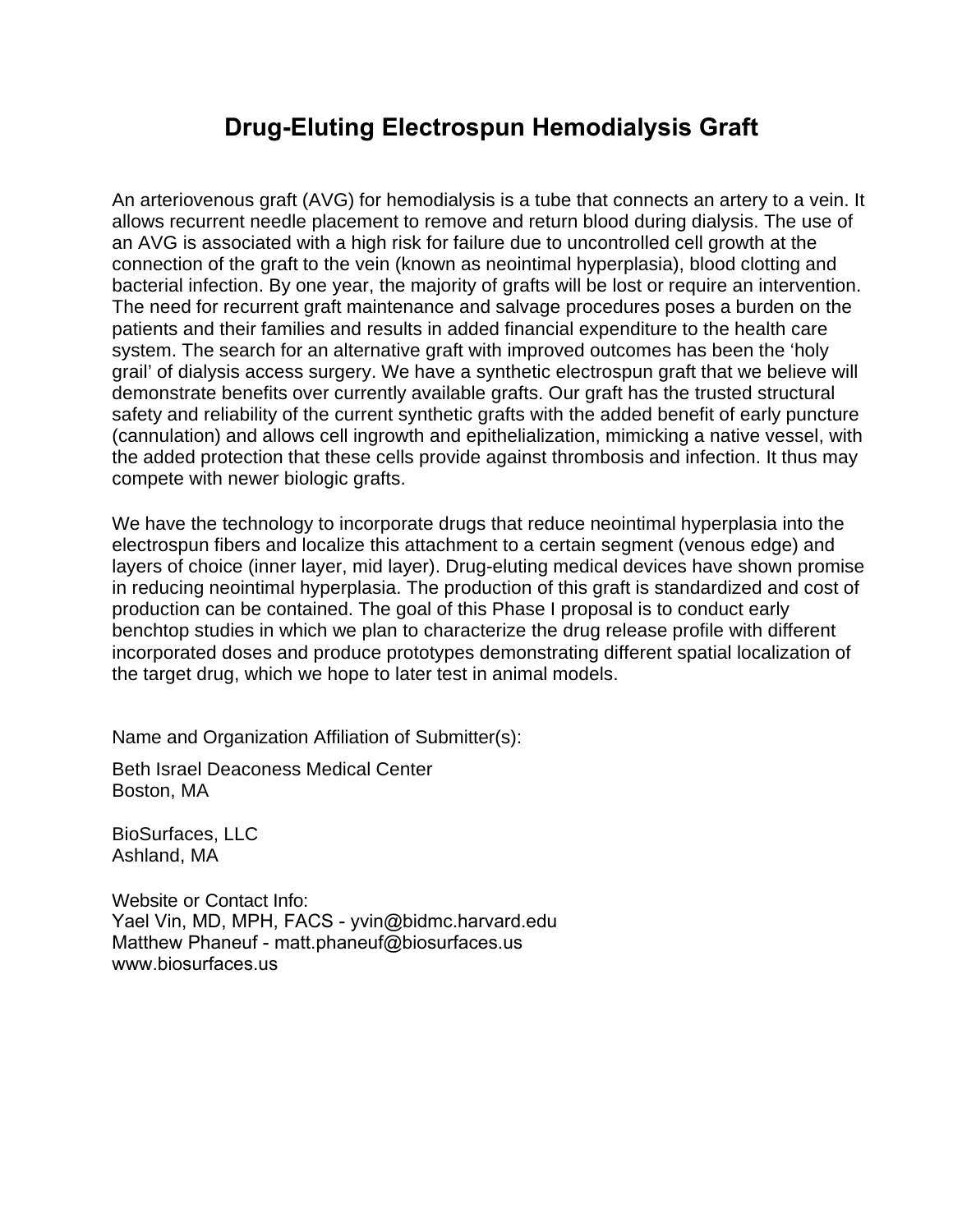# Drug-Eluting Electrospun Hemodialysis Graft

An arteriovenous graft (AVG) for hemodialysis is a tube that connects an artery to a vein. It allows recurrent needle placement to remove and return blood during dialysis. The use of an AVG is associated with a high risk for failure due to uncontrolled cell growth at the connection of the graft to the vein (known as neointimal hyperplasia), blood clotting and bacterial infection. By one year, the majority of grafts will be lost or require an intervention. The need for recurrent graft maintenance and salvage procedures poses a burden on the patients and their families and results in added financial expenditure to the health care system. The search for an alternative graft with improved outcomes has been the 'holy grail' of dialysis access surgery. We have a synthetic electrospun graft that we believe will demonstrate benefits over currently available grafts. Our graft has the trusted structural safety and reliability of the current synthetic grafts with the added benefit of early puncture (cannulation) and allows cell ingrowth and epithelialization, mimicking a native vessel, with the added protection that these cells provide against thrombosis and infection. It thus may compete with newer biologic grafts.

We have the technology to incorporate drugs that reduce neointimal hyperplasia into the electrospun fibers and localize this attachment to a certain segment (venous edge) and layers of choice (inner layer, mid layer). Drug-eluting medical devices have shown promise in reducing neointimal hyperplasia. The production of this graft is standardized and cost of production can be contained. The goal of this Phase I proposal is to conduct early benchtop studies in which we plan to characterize the drug release profile with different incorporated doses and produce prototypes demonstrating different spatial localization of the target drug, which we hope to later test in animal models.

Name and Organization Affiliation of Submitter(s):

Beth Israel Deaconess Medical Center
Boston, MA

BioSurfaces, LLC
Ashland, MA

Website or Contact Info:
Yael Vin, MD, MPH, FACS - yvin@bidmc.harvard.edu
Matthew Phaneuf - matt.phaneuf@biosurfaces.us
www.biosurfaces.us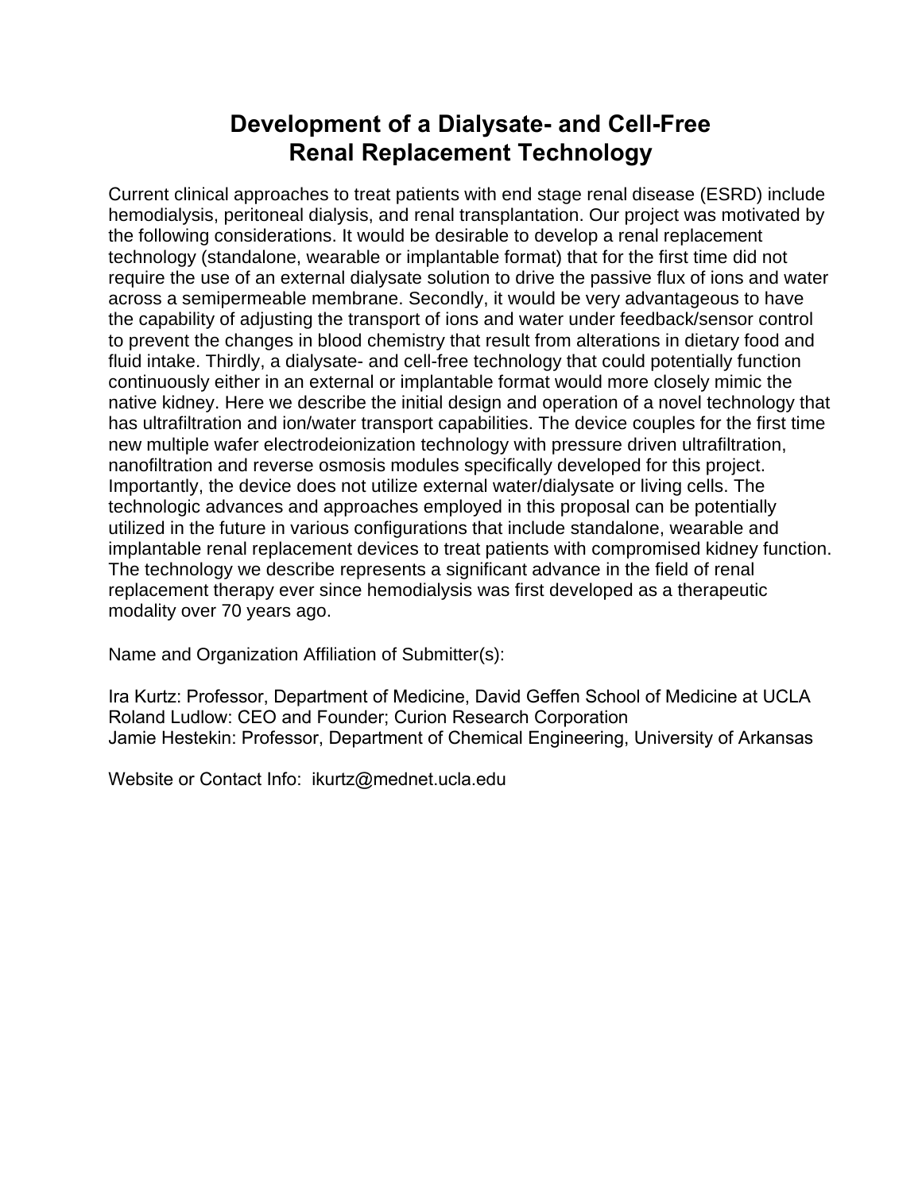# Development of a Dialysate- and Cell-Free Renal Replacement Technology

Current clinical approaches to treat patients with end stage renal disease (ESRD) include hemodialysis, peritoneal dialysis, and renal transplantation. Our project was motivated by the following considerations. It would be desirable to develop a renal replacement technology (standalone, wearable or implantable format) that for the first time did not require the use of an external dialysate solution to drive the passive flux of ions and water across a semipermeable membrane. Secondly, it would be very advantageous to have the capability of adjusting the transport of ions and water under feedback/sensor control to prevent the changes in blood chemistry that result from alterations in dietary food and fluid intake. Thirdly, a dialysate- and cell-free technology that could potentially function continuously either in an external or implantable format would more closely mimic the native kidney. Here we describe the initial design and operation of a novel technology that has ultrafiltration and ion/water transport capabilities. The device couples for the first time new multiple wafer electrodeionization technology with pressure driven ultrafiltration, nanofiltration and reverse osmosis modules specifically developed for this project. Importantly, the device does not utilize external water/dialysate or living cells. The technologic advances and approaches employed in this proposal can be potentially utilized in the future in various configurations that include standalone, wearable and implantable renal replacement devices to treat patients with compromised kidney function. The technology we describe represents a significant advance in the field of renal replacement therapy ever since hemodialysis was first developed as a therapeutic modality over 70 years ago.

Name and Organization Affiliation of Submitter(s):

Ira Kurtz: Professor, Department of Medicine, David Geffen School of Medicine at UCLA
Roland Ludlow: CEO and Founder; Curion Research Corporation
Jamie Hestekin: Professor, Department of Chemical Engineering, University of Arkansas

Website or Contact Info: ikurtz@mednet.ucla.edu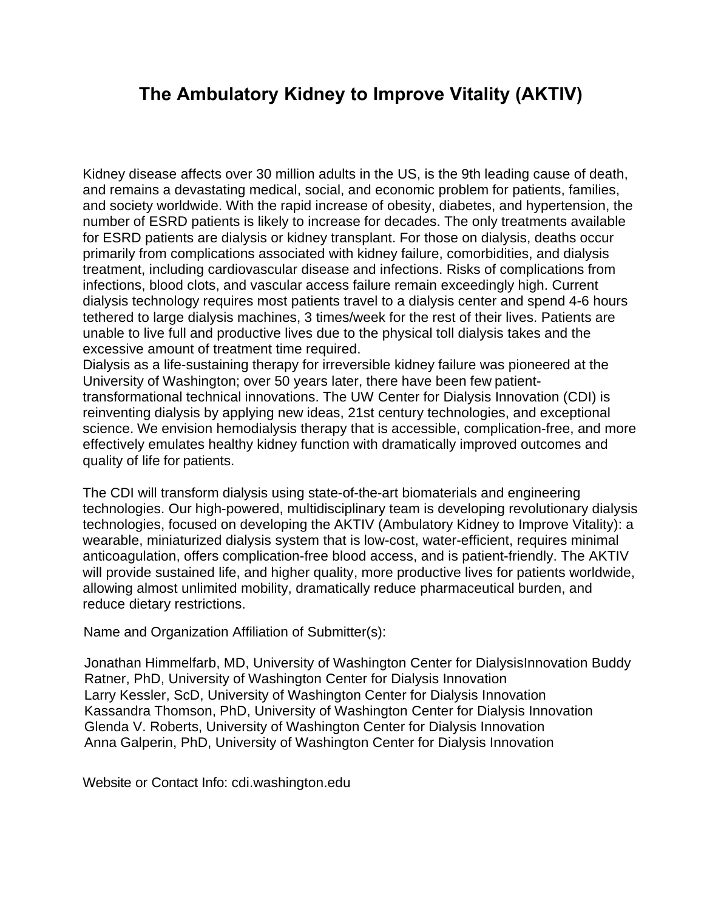# The Ambulatory Kidney to Improve Vitality (AKTIV)

Kidney disease affects over 30 million adults in the US, is the 9th leading cause of death, and remains a devastating medical, social, and economic problem for patients, families, and society worldwide. With the rapid increase of obesity, diabetes, and hypertension, the number of ESRD patients is likely to increase for decades. The only treatments available for ESRD patients are dialysis or kidney transplant. For those on dialysis, deaths occur primarily from complications associated with kidney failure, comorbidities, and dialysis treatment, including cardiovascular disease and infections. Risks of complications from infections, blood clots, and vascular access failure remain exceedingly high. Current dialysis technology requires most patients travel to a dialysis center and spend 4-6 hours tethered to large dialysis machines, 3 times/week for the rest of their lives. Patients are unable to live full and productive lives due to the physical toll dialysis takes and the excessive amount of treatment time required.
Dialysis as a life-sustaining therapy for irreversible kidney failure was pioneered at the University of Washington; over 50 years later, there have been few patient-transformational technical innovations. The UW Center for Dialysis Innovation (CDI) is reinventing dialysis by applying new ideas, 21st century technologies, and exceptional science. We envision hemodialysis therapy that is accessible, complication-free, and more effectively emulates healthy kidney function with dramatically improved outcomes and quality of life for patients.

The CDI will transform dialysis using state-of-the-art biomaterials and engineering technologies. Our high-powered, multidisciplinary team is developing revolutionary dialysis technologies, focused on developing the AKTIV (Ambulatory Kidney to Improve Vitality): a wearable, miniaturized dialysis system that is low-cost, water-efficient, requires minimal anticoagulation, offers complication-free blood access, and is patient-friendly. The AKTIV will provide sustained life, and higher quality, more productive lives for patients worldwide, allowing almost unlimited mobility, dramatically reduce pharmaceutical burden, and reduce dietary restrictions.

Name and Organization Affiliation of Submitter(s):

Jonathan Himmelfarb, MD, University of Washington Center for DialysisInnovation Buddy Ratner, PhD, University of Washington Center for Dialysis Innovation
Larry Kessler, ScD, University of Washington Center for Dialysis Innovation
Kassandra Thomson, PhD, University of Washington Center for Dialysis Innovation
Glenda V. Roberts, University of Washington Center for Dialysis Innovation
Anna Galperin, PhD, University of Washington Center for Dialysis Innovation

Website or Contact Info: cdi.washington.edu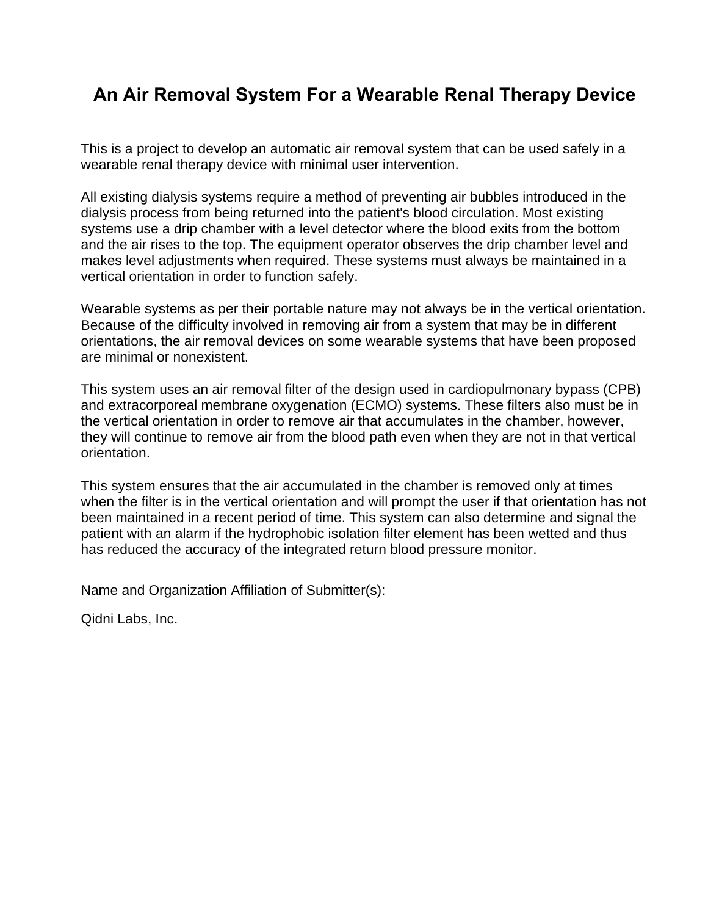# An Air Removal System For a Wearable Renal Therapy Device

This is a project to develop an automatic air removal system that can be used safely in a wearable renal therapy device with minimal user intervention.

All existing dialysis systems require a method of preventing air bubbles introduced in the dialysis process from being returned into the patient's blood circulation. Most existing systems use a drip chamber with a level detector where the blood exits from the bottom and the air rises to the top. The equipment operator observes the drip chamber level and makes level adjustments when required. These systems must always be maintained in a vertical orientation in order to function safely.

Wearable systems as per their portable nature may not always be in the vertical orientation. Because of the difficulty involved in removing air from a system that may be in different orientations, the air removal devices on some wearable systems that have been proposed are minimal or nonexistent.

This system uses an air removal filter of the design used in cardiopulmonary bypass (CPB) and extracorporeal membrane oxygenation (ECMO) systems. These filters also must be in the vertical orientation in order to remove air that accumulates in the chamber, however, they will continue to remove air from the blood path even when they are not in that vertical orientation.

This system ensures that the air accumulated in the chamber is removed only at times when the filter is in the vertical orientation and will prompt the user if that orientation has not been maintained in a recent period of time. This system can also determine and signal the patient with an alarm if the hydrophobic isolation filter element has been wetted and thus has reduced the accuracy of the integrated return blood pressure monitor.

Name and Organization Affiliation of Submitter(s):

Qidni Labs, Inc.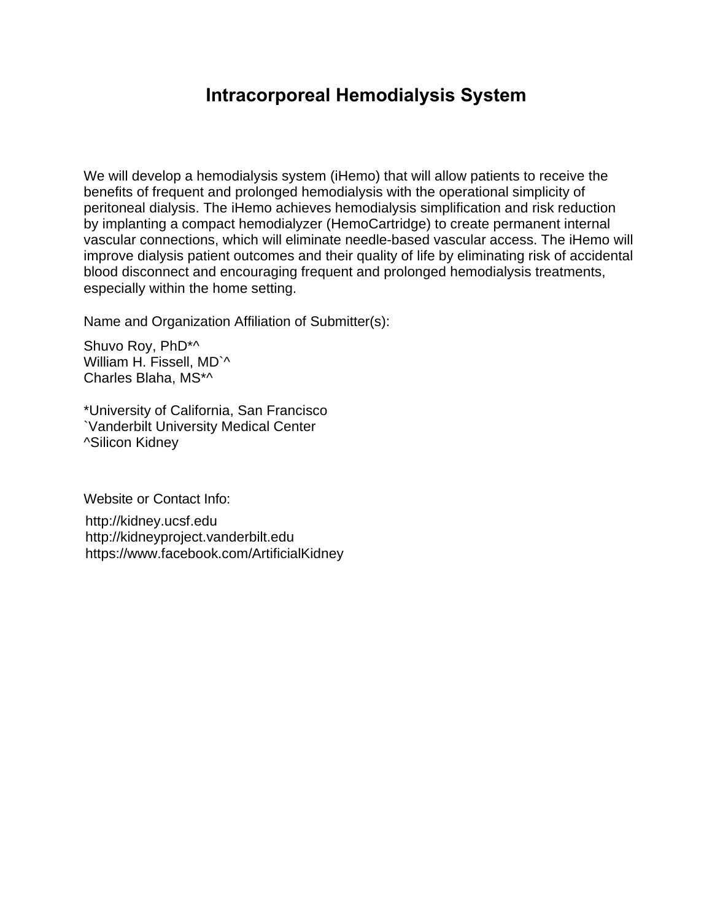# Intracorporeal Hemodialysis System

We will develop a hemodialysis system (iHemo) that will allow patients to receive the benefits of frequent and prolonged hemodialysis with the operational simplicity of peritoneal dialysis. The iHemo achieves hemodialysis simplification and risk reduction by implanting a compact hemodialyzer (HemoCartridge) to create permanent internal vascular connections, which will eliminate needle-based vascular access. The iHemo will improve dialysis patient outcomes and their quality of life by eliminating risk of accidental blood disconnect and encouraging frequent and prolonged hemodialysis treatments, especially within the home setting.

Name and Organization Affiliation of Submitter(s):

Shuvo Roy, PhD*^
William H. Fissell, MD`^
Charles Blaha, MS*^

*University of California, San Francisco
`Vanderbilt University Medical Center
^Silicon Kidney

Website or Contact Info:

http://kidney.ucsf.edu
http://kidneyproject.vanderbilt.edu
https://www.facebook.com/ArtificialKidney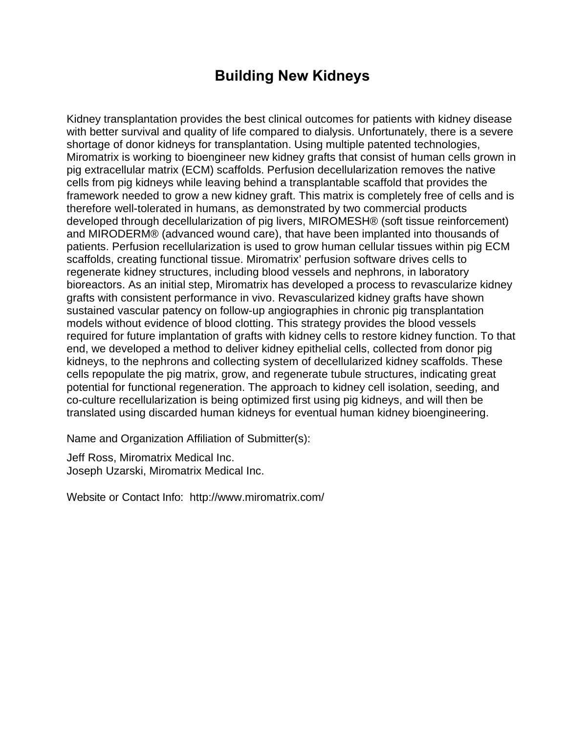# Building New Kidneys

Kidney transplantation provides the best clinical outcomes for patients with kidney disease with better survival and quality of life compared to dialysis. Unfortunately, there is a severe shortage of donor kidneys for transplantation. Using multiple patented technologies, Miromatrix is working to bioengineer new kidney grafts that consist of human cells grown in pig extracellular matrix (ECM) scaffolds. Perfusion decellularization removes the native cells from pig kidneys while leaving behind a transplantable scaffold that provides the framework needed to grow a new kidney graft. This matrix is completely free of cells and is therefore well-tolerated in humans, as demonstrated by two commercial products developed through decellularization of pig livers, MIROMESH® (soft tissue reinforcement) and MIRODERM® (advanced wound care), that have been implanted into thousands of patients. Perfusion recellularization is used to grow human cellular tissues within pig ECM scaffolds, creating functional tissue. Miromatrix' perfusion software drives cells to regenerate kidney structures, including blood vessels and nephrons, in laboratory bioreactors. As an initial step, Miromatrix has developed a process to revascularize kidney grafts with consistent performance in vivo. Revascularized kidney grafts have shown sustained vascular patency on follow-up angiographies in chronic pig transplantation models without evidence of blood clotting. This strategy provides the blood vessels required for future implantation of grafts with kidney cells to restore kidney function. To that end, we developed a method to deliver kidney epithelial cells, collected from donor pig kidneys, to the nephrons and collecting system of decellularized kidney scaffolds. These cells repopulate the pig matrix, grow, and regenerate tubule structures, indicating great potential for functional regeneration. The approach to kidney cell isolation, seeding, and co-culture recellularization is being optimized first using pig kidneys, and will then be translated using discarded human kidneys for eventual human kidney bioengineering.

Name and Organization Affiliation of Submitter(s):

Jeff Ross, Miromatrix Medical Inc.
Joseph Uzarski, Miromatrix Medical Inc.

Website or Contact Info: http://www.miromatrix.com/